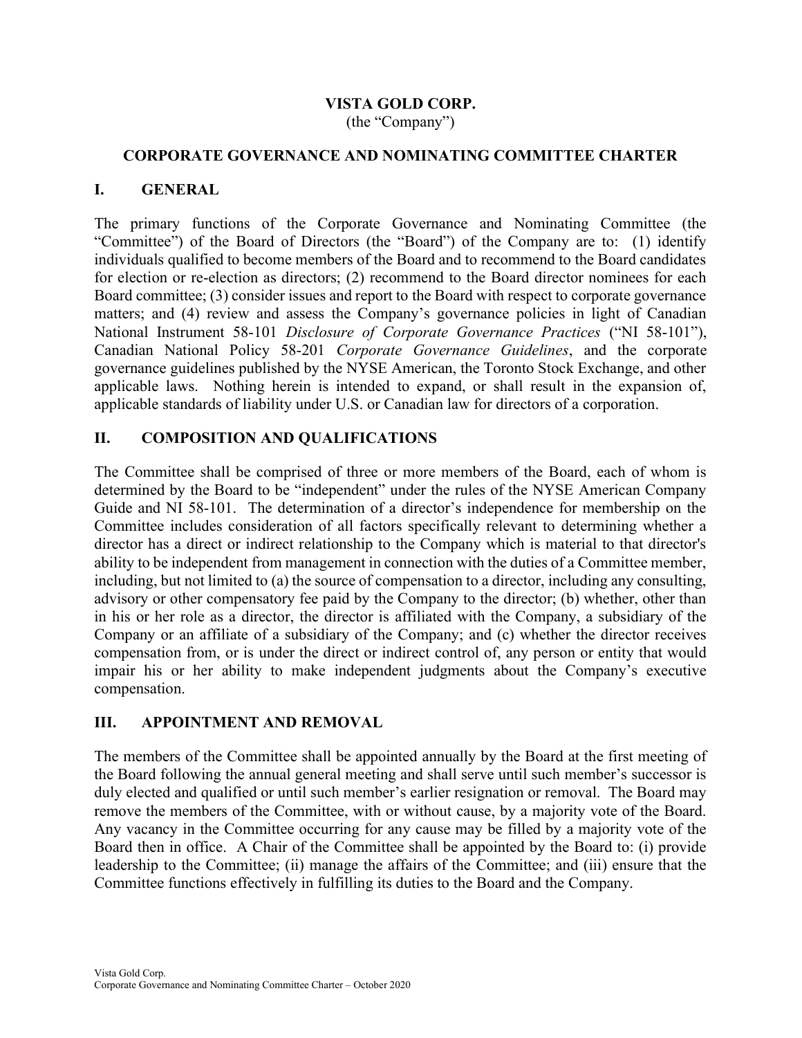# VISTA GOLD CORP.

(the "Company")

## CORPORATE GOVERNANCE AND NOMINATING COMMITTEE CHARTER

## I. GENERAL

The primary functions of the Corporate Governance and Nominating Committee (the "Committee") of the Board of Directors (the "Board") of the Company are to: (1) identify individuals qualified to become members of the Board and to recommend to the Board candidates for election or re-election as directors; (2) recommend to the Board director nominees for each Board committee; (3) consider issues and report to the Board with respect to corporate governance matters; and (4) review and assess the Company's governance policies in light of Canadian National Instrument 58-101 *Disclosure of Corporate Governance Practices* ("NI 58-101"), Canadian National Policy 58-201 *Corporate Governance Guidelines*, and the corporate governance guidelines published by the NYSE American, the Toronto Stock Exchange, and other applicable laws. Nothing herein is intended to expand, or shall result in the expansion of, applicable standards of liability under U.S. or Canadian law for directors of a corporation.

## II. COMPOSITION AND QUALIFICATIONS

The Committee shall be comprised of three or more members of the Board, each of whom is determined by the Board to be "independent" under the rules of the NYSE American Company Guide and NI 58-101. The determination of a director's independence for membership on the Committee includes consideration of all factors specifically relevant to determining whether a director has a direct or indirect relationship to the Company which is material to that director's ability to be independent from management in connection with the duties of a Committee member, including, but not limited to (a) the source of compensation to a director, including any consulting, advisory or other compensatory fee paid by the Company to the director; (b) whether, other than in his or her role as a director, the director is affiliated with the Company, a subsidiary of the Company or an affiliate of a subsidiary of the Company; and (c) whether the director receives compensation from, or is under the direct or indirect control of, any person or entity that would impair his or her ability to make independent judgments about the Company's executive compensation.

## III. APPOINTMENT AND REMOVAL

The members of the Committee shall be appointed annually by the Board at the first meeting of the Board following the annual general meeting and shall serve until such member's successor is duly elected and qualified or until such member's earlier resignation or removal. The Board may remove the members of the Committee, with or without cause, by a majority vote of the Board. Any vacancy in the Committee occurring for any cause may be filled by a majority vote of the Board then in office. A Chair of the Committee shall be appointed by the Board to: (i) provide leadership to the Committee; (ii) manage the affairs of the Committee; and (iii) ensure that the Committee functions effectively in fulfilling its duties to the Board and the Company.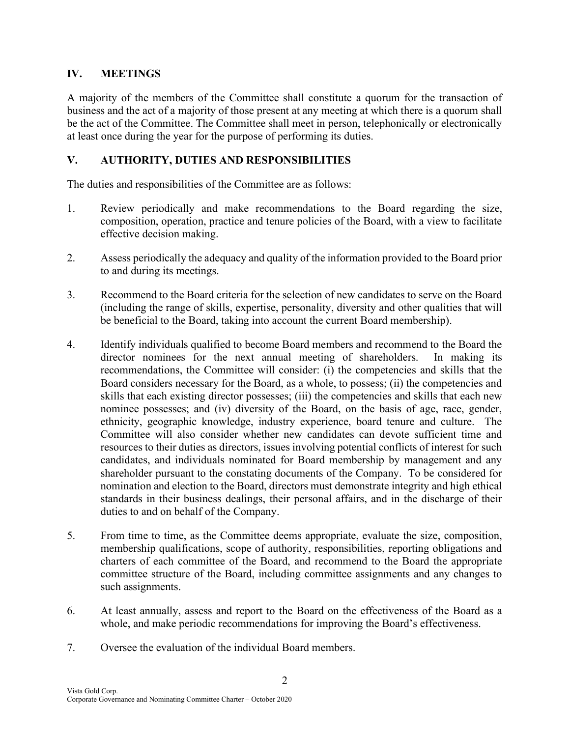## IV. MEETINGS

A majority of the members of the Committee shall constitute a quorum for the transaction of business and the act of a majority of those present at any meeting at which there is a quorum shall be the act of the Committee. The Committee shall meet in person, telephonically or electronically at least once during the year for the purpose of performing its duties.

## V. AUTHORITY, DUTIES AND RESPONSIBILITIES

The duties and responsibilities of the Committee are as follows:

1. Review periodically and make recommendations to the Board regarding the size, composition, operation, practice and tenure policies of the Board, with a view to facilitate effective decision making.

2. Assess periodically the adequacy and quality of the information provided to the Board prior to and during its meetings.

3. Recommend to the Board criteria for the selection of new candidates to serve on the Board (including the range of skills, expertise, personality, diversity and other qualities that will be beneficial to the Board, taking into account the current Board membership).

4. Identify individuals qualified to become Board members and recommend to the Board the director nominees for the next annual meeting of shareholders. In making its recommendations, the Committee will consider: (i) the competencies and skills that the Board considers necessary for the Board, as a whole, to possess; (ii) the competencies and skills that each existing director possesses; (iii) the competencies and skills that each new nominee possesses; and (iv) diversity of the Board, on the basis of age, race, gender, ethnicity, geographic knowledge, industry experience, board tenure and culture. The Committee will also consider whether new candidates can devote sufficient time and resources to their duties as directors, issues involving potential conflicts of interest for such candidates, and individuals nominated for Board membership by management and any shareholder pursuant to the constating documents of the Company. To be considered for nomination and election to the Board, directors must demonstrate integrity and high ethical standards in their business dealings, their personal affairs, and in the discharge of their duties to and on behalf of the Company.

5. From time to time, as the Committee deems appropriate, evaluate the size, composition, membership qualifications, scope of authority, responsibilities, reporting obligations and charters of each committee of the Board, and recommend to the Board the appropriate committee structure of the Board, including committee assignments and any changes to such assignments.

6. At least annually, assess and report to the Board on the effectiveness of the Board as a whole, and make periodic recommendations for improving the Board's effectiveness.

7. Oversee the evaluation of the individual Board members.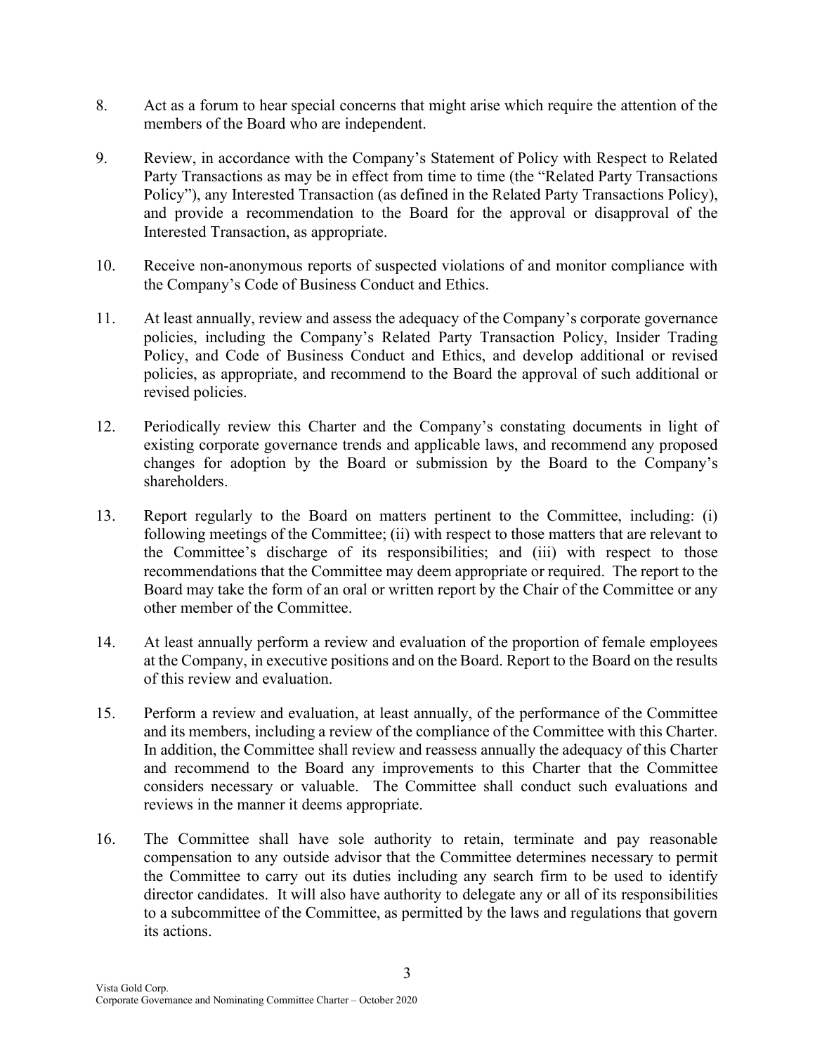8. Act as a forum to hear special concerns that might arise which require the attention of the members of the Board who are independent.

9. Review, in accordance with the Company's Statement of Policy with Respect to Related Party Transactions as may be in effect from time to time (the "Related Party Transactions Policy"), any Interested Transaction (as defined in the Related Party Transactions Policy), and provide a recommendation to the Board for the approval or disapproval of the Interested Transaction, as appropriate.

10. Receive non-anonymous reports of suspected violations of and monitor compliance with the Company's Code of Business Conduct and Ethics.

11. At least annually, review and assess the adequacy of the Company's corporate governance policies, including the Company's Related Party Transaction Policy, Insider Trading Policy, and Code of Business Conduct and Ethics, and develop additional or revised policies, as appropriate, and recommend to the Board the approval of such additional or revised policies.

12. Periodically review this Charter and the Company's constating documents in light of existing corporate governance trends and applicable laws, and recommend any proposed changes for adoption by the Board or submission by the Board to the Company's shareholders.

13. Report regularly to the Board on matters pertinent to the Committee, including: (i) following meetings of the Committee; (ii) with respect to those matters that are relevant to the Committee's discharge of its responsibilities; and (iii) with respect to those recommendations that the Committee may deem appropriate or required. The report to the Board may take the form of an oral or written report by the Chair of the Committee or any other member of the Committee.

14. At least annually perform a review and evaluation of the proportion of female employees at the Company, in executive positions and on the Board. Report to the Board on the results of this review and evaluation.

15. Perform a review and evaluation, at least annually, of the performance of the Committee and its members, including a review of the compliance of the Committee with this Charter. In addition, the Committee shall review and reassess annually the adequacy of this Charter and recommend to the Board any improvements to this Charter that the Committee considers necessary or valuable. The Committee shall conduct such evaluations and reviews in the manner it deems appropriate.

16. The Committee shall have sole authority to retain, terminate and pay reasonable compensation to any outside advisor that the Committee determines necessary to permit the Committee to carry out its duties including any search firm to be used to identify director candidates. It will also have authority to delegate any or all of its responsibilities to a subcommittee of the Committee, as permitted by the laws and regulations that govern its actions.